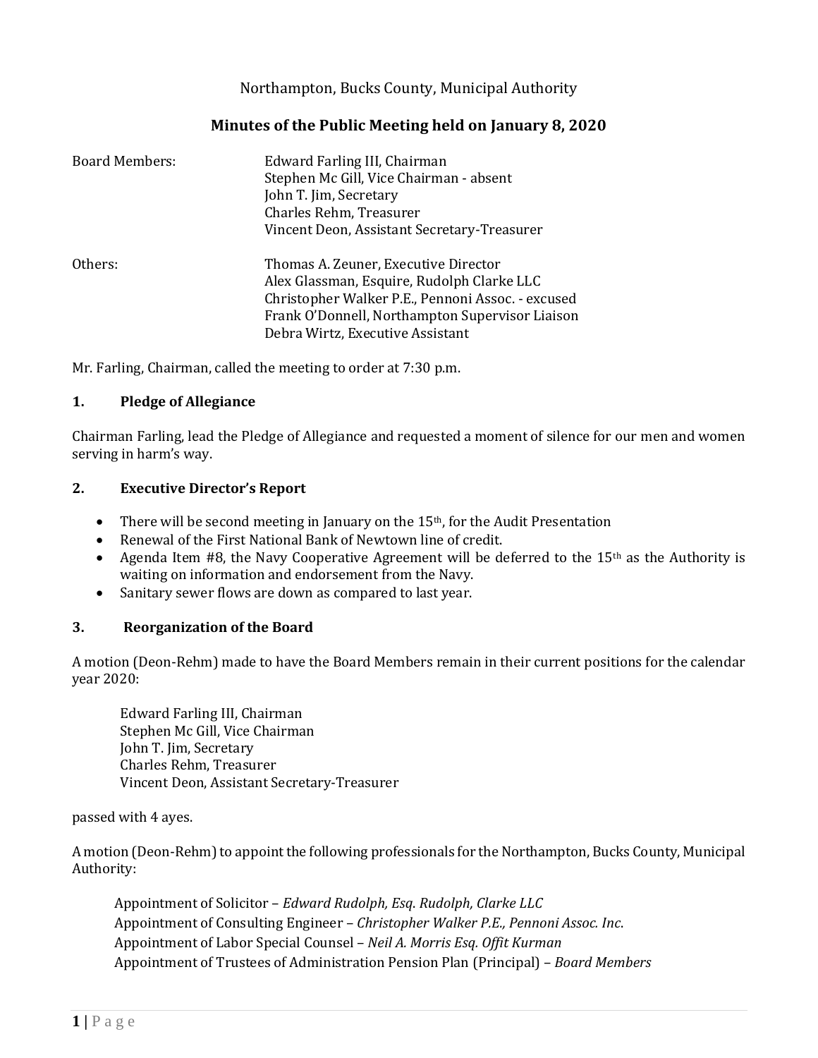Northampton, Bucks County, Municipal Authority

# Minutes of the Public Meeting held on January 8, 2020

Board Members:
Edward Farling III, Chairman
Stephen Mc Gill, Vice Chairman - absent
John T. Jim, Secretary
Charles Rehm, Treasurer
Vincent Deon, Assistant Secretary-Treasurer

Others:
Thomas A. Zeuner, Executive Director
Alex Glassman, Esquire, Rudolph Clarke LLC
Christopher Walker P.E., Pennoni Assoc. - excused
Frank O'Donnell, Northampton Supervisor Liaison
Debra Wirtz, Executive Assistant

Mr. Farling, Chairman, called the meeting to order at 7:30 p.m.

## 1. Pledge of Allegiance

Chairman Farling, lead the Pledge of Allegiance and requested a moment of silence for our men and women serving in harm's way.

## 2. Executive Director's Report

- There will be second meeting in January on the 15th, for the Audit Presentation
- Renewal of the First National Bank of Newtown line of credit.
- Agenda Item #8, the Navy Cooperative Agreement will be deferred to the 15th as the Authority is waiting on information and endorsement from the Navy.
- Sanitary sewer flows are down as compared to last year.

## 3. Reorganization of the Board

A motion (Deon-Rehm) made to have the Board Members remain in their current positions for the calendar year 2020:

Edward Farling III, Chairman
Stephen Mc Gill, Vice Chairman
John T. Jim, Secretary
Charles Rehm, Treasurer
Vincent Deon, Assistant Secretary-Treasurer

passed with 4 ayes.

A motion (Deon-Rehm) to appoint the following professionals for the Northampton, Bucks County, Municipal Authority:

Appointment of Solicitor – *Edward Rudolph, Esq. Rudolph, Clarke LLC*
Appointment of Consulting Engineer – *Christopher Walker P.E., Pennoni Assoc. Inc.*
Appointment of Labor Special Counsel – *Neil A. Morris Esq. Offit Kurman*
Appointment of Trustees of Administration Pension Plan (Principal) – *Board Members*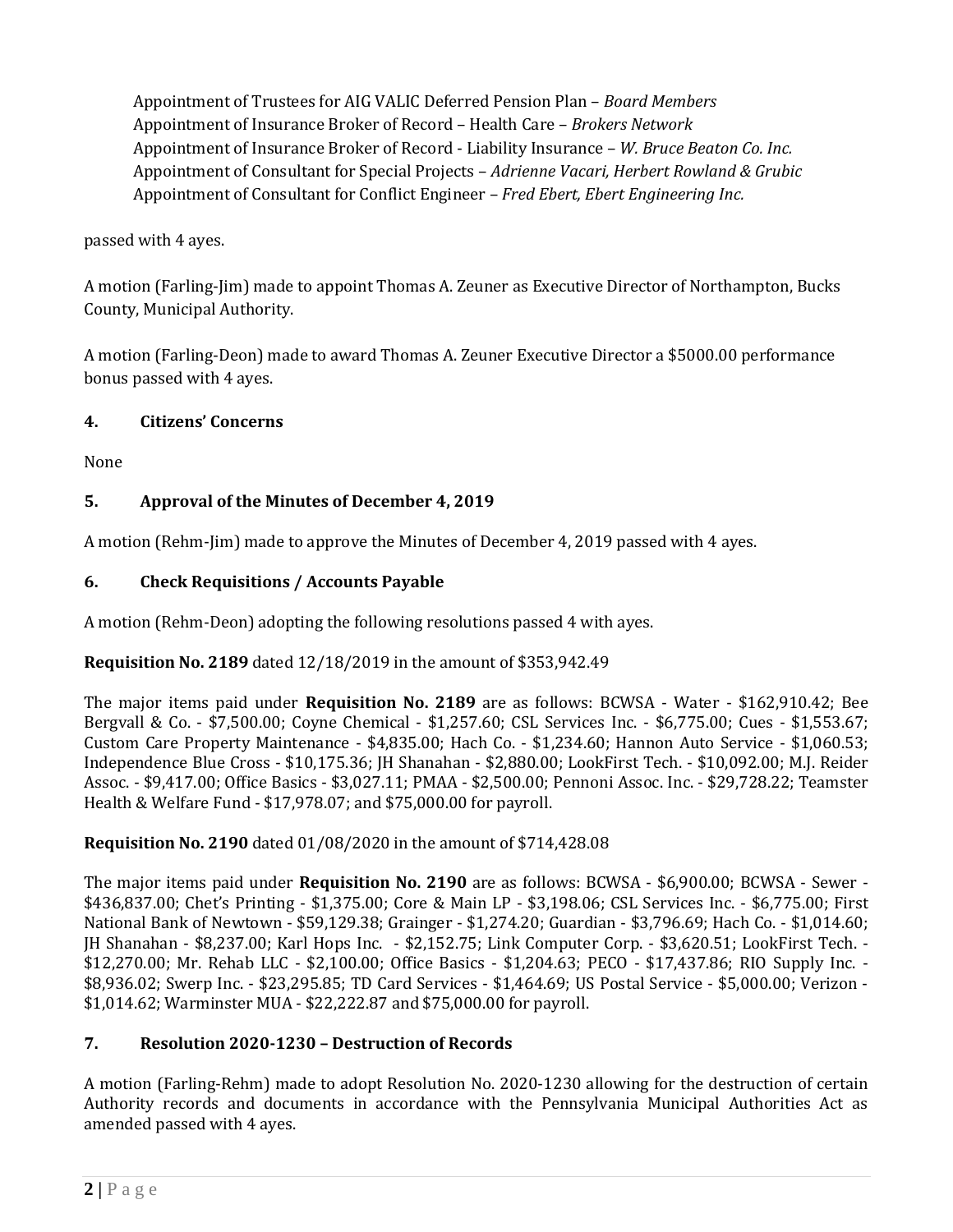Appointment of Trustees for AIG VALIC Deferred Pension Plan – *Board Members*
Appointment of Insurance Broker of Record – Health Care – *Brokers Network*
Appointment of Insurance Broker of Record - Liability Insurance – *W. Bruce Beaton Co. Inc.*
Appointment of Consultant for Special Projects – *Adrienne Vacari, Herbert Rowland & Grubic*
Appointment of Consultant for Conflict Engineer – *Fred Ebert, Ebert Engineering Inc.*

passed with 4 ayes.

A motion (Farling-Jim) made to appoint Thomas A. Zeuner as Executive Director of Northampton, Bucks County, Municipal Authority.

A motion (Farling-Deon) made to award Thomas A. Zeuner Executive Director a $5000.00 performance bonus passed with 4 ayes.

## 4. Citizens' Concerns

None

## 5. Approval of the Minutes of December 4, 2019

A motion (Rehm-Jim) made to approve the Minutes of December 4, 2019 passed with 4 ayes.

## 6. Check Requisitions / Accounts Payable

A motion (Rehm-Deon) adopting the following resolutions passed 4 with ayes.

**Requisition No. 2189** dated 12/18/2019 in the amount of $353,942.49

The major items paid under **Requisition No. 2189** are as follows: BCWSA - Water - $162,910.42; Bee Bergvall & Co. - $7,500.00; Coyne Chemical - $1,257.60; CSL Services Inc. - $6,775.00; Cues - $1,553.67; Custom Care Property Maintenance - $4,835.00; Hach Co. - $1,234.60; Hannon Auto Service - $1,060.53; Independence Blue Cross - $10,175.36; JH Shanahan - $2,880.00; LookFirst Tech. - $10,092.00; M.J. Reider Assoc. - $9,417.00; Office Basics - $3,027.11; PMAA - $2,500.00; Pennoni Assoc. Inc. - $29,728.22; Teamster Health & Welfare Fund - $17,978.07; and $75,000.00 for payroll.

**Requisition No. 2190** dated 01/08/2020 in the amount of $714,428.08

The major items paid under **Requisition No. 2190** are as follows: BCWSA - $6,900.00; BCWSA - Sewer - $436,837.00; Chet's Printing - $1,375.00; Core & Main LP - $3,198.06; CSL Services Inc. - $6,775.00; First National Bank of Newtown - $59,129.38; Grainger - $1,274.20; Guardian - $3,796.69; Hach Co. - $1,014.60; JH Shanahan - $8,237.00; Karl Hops Inc. - $2,152.75; Link Computer Corp. - $3,620.51; LookFirst Tech. - $12,270.00; Mr. Rehab LLC - $2,100.00; Office Basics - $1,204.63; PECO - $17,437.86; RIO Supply Inc. - $8,936.02; Swerp Inc. - $23,295.85; TD Card Services - $1,464.69; US Postal Service - $5,000.00; Verizon - $1,014.62; Warminster MUA - $22,222.87 and $75,000.00 for payroll.

## 7. Resolution 2020-1230 – Destruction of Records

A motion (Farling-Rehm) made to adopt Resolution No. 2020-1230 allowing for the destruction of certain Authority records and documents in accordance with the Pennsylvania Municipal Authorities Act as amended passed with 4 ayes.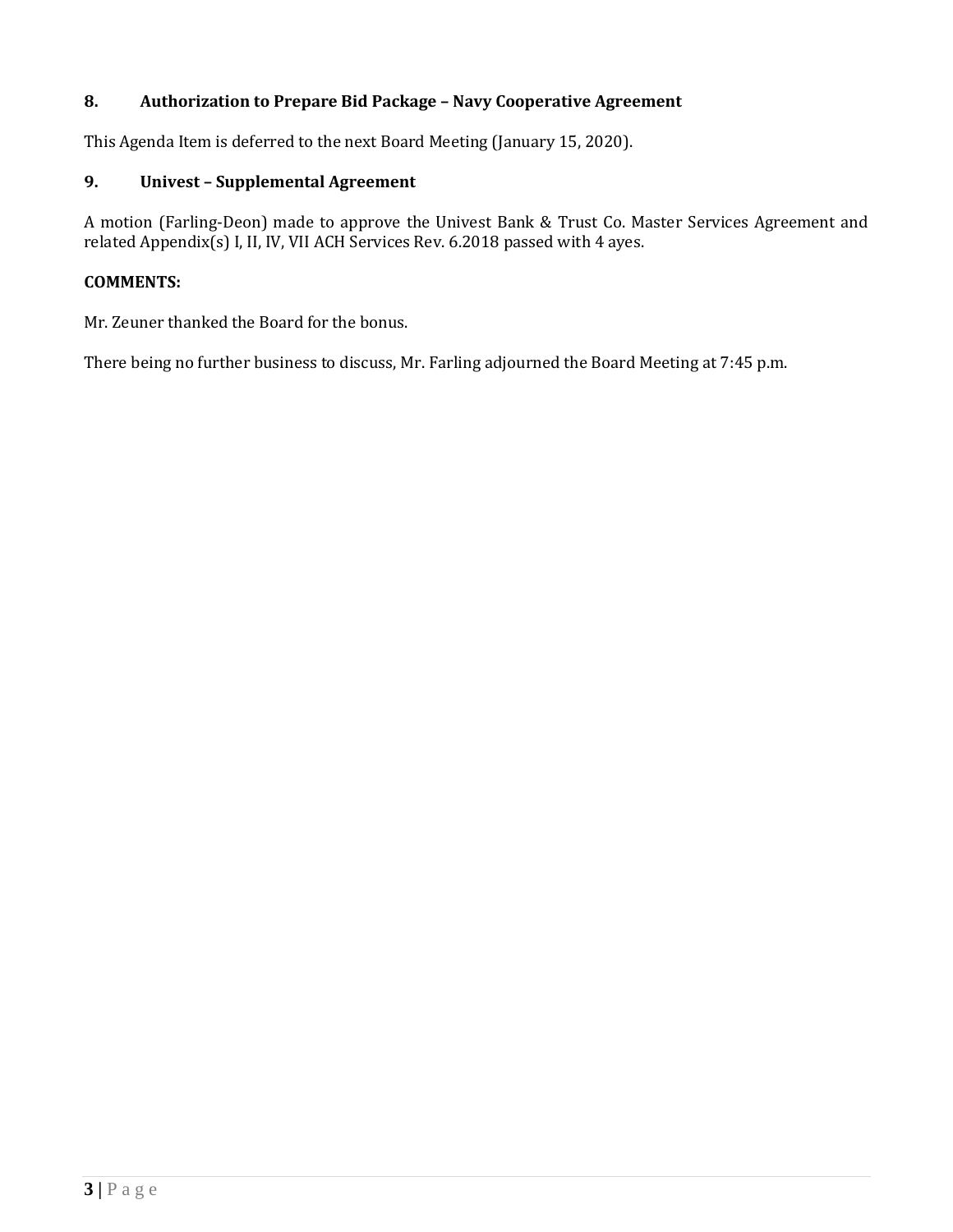**8. Authorization to Prepare Bid Package – Navy Cooperative Agreement**

This Agenda Item is deferred to the next Board Meeting (January 15, 2020).

**9. Univest – Supplemental Agreement**

A motion (Farling-Deon) made to approve the Univest Bank & Trust Co. Master Services Agreement and related Appendix(s) I, II, IV, VII ACH Services Rev. 6.2018 passed with 4 ayes.

**COMMENTS:**

Mr. Zeuner thanked the Board for the bonus.

There being no further business to discuss, Mr. Farling adjourned the Board Meeting at 7:45 p.m.